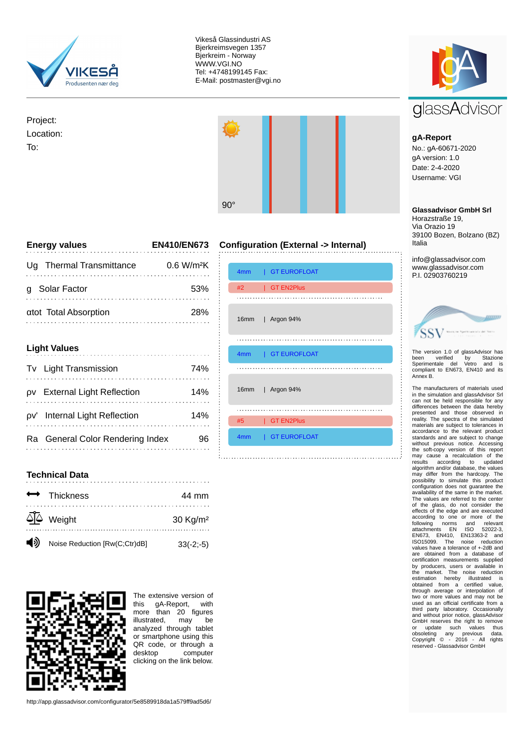Vikeså Glassindustri AS
Bjerkreimsvegen 1357
Bjerkreim - Norway
WWW.VGI.NO
Tel: +4748199145 Fax:
E-Mail: postmaster@vgi.no

Project:
Location:
To:

90°

## Energy values

| | EN410/EN673 |
|---|---|
| Ug Thermal Transmittance | 0.6 W/m²K |
| g Solar Factor | 53% |
| αtot Total Absorption | 28% |

## Light Values

| | |
|---|---|
| Tv Light Transmission | 74% |
| ρv External Light Reflection | 14% |
| ρv' Internal Light Reflection | 14% |
| Ra General Color Rendering Index | 96 |

## Technical Data

| | |
|---|---|
| Thickness | 44 mm |
| Weight | 30 Kg/m² |
| Noise Reduction [Rw(C;Ctr)dB] | 33(-2;-5) |

## Configuration (External -> Internal)

- 4mm | GT EUROFLOAT
- #2 | GT EN2Plus
- 16mm | Argon 94%
- 4mm | GT EUROFLOAT
- 16mm | Argon 94%
- #5 | GT EN2Plus
- 4mm | GT EUROFLOAT

The extensive version of this gA-Report, with more than 20 figures illustrated, may be analyzed through tablet or smartphone using this QR code, or through a desktop computer clicking on the link below.

http://app.glassadvisor.com/configurator/5e8589918da1a579ff9ad5d6/

glassAdvisor

**gA-Report**
No.: gA-60671-2020
gA version: 1.0
Date: 2-4-2020
Username: VGI

**Glassadvisor GmbH Srl**
Horazstraße 19,
Via Orazio 19
39100 Bozen, Bolzano (BZ)
Italia

info@glassadvisor.com
www.glassadvisor.com
P.I. 02903760219

The version 1.0 of glassAdvisor has been verified by Stazione Sperimentale del Vetro and is compliant to EN673, EN410 and its Annex B.

The manufacturers of materials used in the simulation and glassAdvisor Srl can not be held responsible for any differences between the data hereby presented and those observed in reality. The spectra of the simulated materials are subject to tolerances in accordance to the relevant product standards and they can be subject to change without previous notice. Accessing the soft-copy version of this report may cause a recalculation of the results according to updated algorithm and/or database, the values may differ from the hardcopy. The possibility to simulate this product configuration does not guarantee the availability of the same in the market. The values are referred to the center of the glass, do not consider the effects of the edge and are executed according to one or more of the following norms and relevant attachments EN ISO 52022-3, EN673, EN410, EN13363-2 and ISO15099. The noise reduction values have a tolerance of +-2dB and are obtained from a database of certification measurements supplied by producers, users or available in the market. The noise reduction estimation hereby illustrated is obtained from a certified value, through average or interpolation of two or more values and may not be used as an official certificate from a third party laboratory. Occasionally and without prior notice, glassAdvisor GmbH reserves the right to remove or update such values thus obsoleting any previous data. Copyright © - 2016 - All rights reserved - Glassadvisor GmbH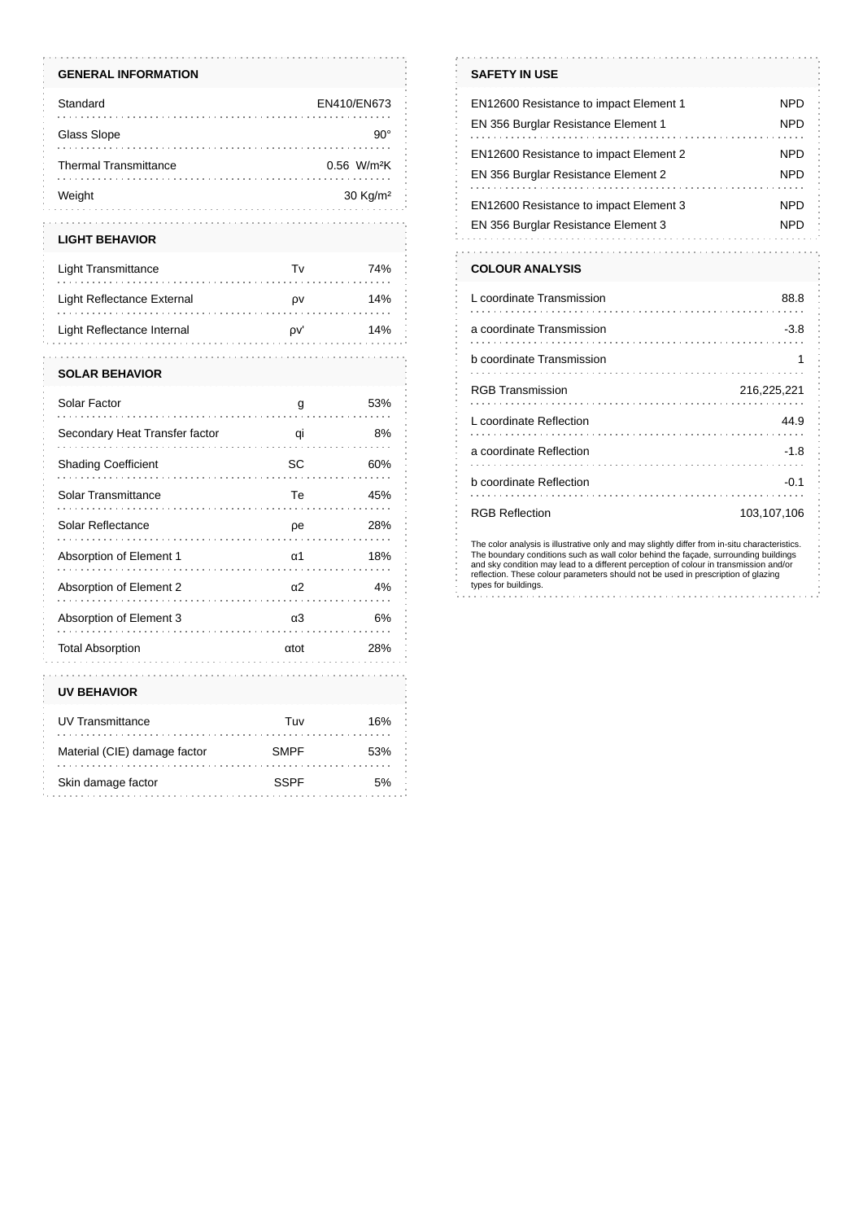## GENERAL INFORMATION

| | |
|---|---|
| Standard | EN410/EN673 |
| Glass Slope | 90° |
| Thermal Transmittance | 0.56 W/m²K |
| Weight | 30 Kg/m² |

## LIGHT BEHAVIOR

| | | |
|---|---|---|
| Light Transmittance | Tv | 74% |
| Light Reflectance External | ρv | 14% |
| Light Reflectance Internal | ρv' | 14% |

## SOLAR BEHAVIOR

| | | |
|---|---|---|
| Solar Factor | g | 53% |
| Secondary Heat Transfer factor | qi | 8% |
| Shading Coefficient | SC | 60% |
| Solar Transmittance | Te | 45% |
| Solar Reflectance | ρe | 28% |
| Absorption of Element 1 | α1 | 18% |
| Absorption of Element 2 | α2 | 4% |
| Absorption of Element 3 | α3 | 6% |
| Total Absorption | αtot | 28% |

## UV BEHAVIOR

| | | |
|---|---|---|
| UV Transmittance | Tuv | 16% |
| Material (CIE) damage factor | SMPF | 53% |
| Skin damage factor | SSPF | 5% |

## SAFETY IN USE

| | |
|---|---|
| EN12600 Resistance to impact Element 1 | NPD |
| EN 356 Burglar Resistance Element 1 | NPD |
| EN12600 Resistance to impact Element 2 | NPD |
| EN 356 Burglar Resistance Element 2 | NPD |
| EN12600 Resistance to impact Element 3 | NPD |
| EN 356 Burglar Resistance Element 3 | NPD |

## COLOUR ANALYSIS

| | |
|---|---|
| L coordinate Transmission | 88.8 |
| a coordinate Transmission | -3.8 |
| b coordinate Transmission | 1 |
| RGB Transmission | 216,225,221 |
| L coordinate Reflection | 44.9 |
| a coordinate Reflection | -1.8 |
| b coordinate Reflection | -0.1 |
| RGB Reflection | 103,107,106 |

The color analysis is illustrative only and may slightly differ from in-situ characteristics. The boundary conditions such as wall color behind the façade, surrounding buildings and sky condition may lead to a different perception of colour in transmission and/or reflection. These colour parameters should not be used in prescription of glazing types for buildings.